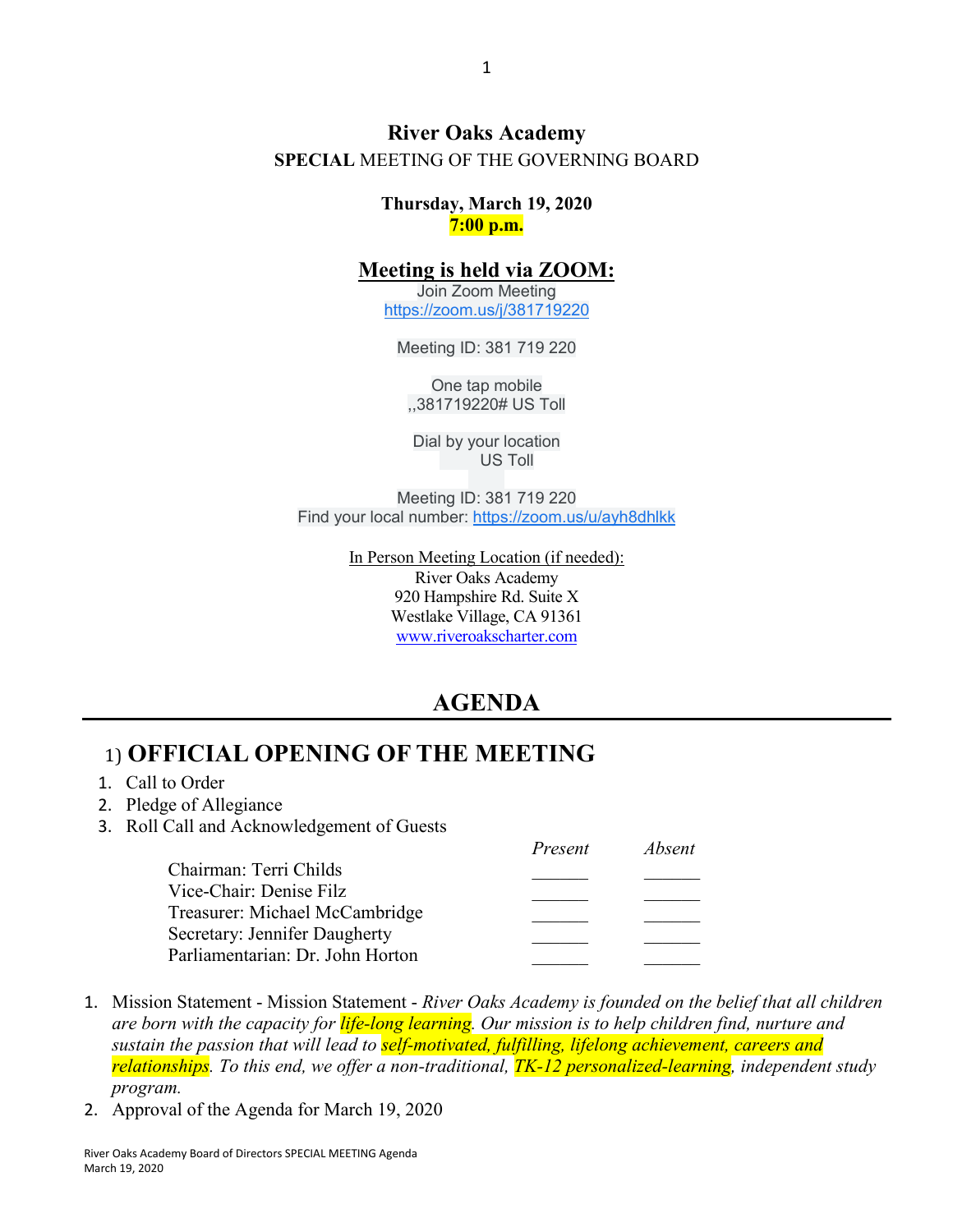# River Oaks Academy

**SPECIAL** MEETING OF THE GOVERNING BOARD

**Thursday, March 19, 2020**
**7:00 p.m.**

## Meeting is held via ZOOM:

Join Zoom Meeting
https://zoom.us/j/381719220

Meeting ID: 381 719 220

One tap mobile
,,381719220# US Toll

Dial by your location
US Toll

Meeting ID: 381 719 220
Find your local number: https://zoom.us/u/ayh8dhlkk

In Person Meeting Location (if needed):
River Oaks Academy
920 Hampshire Rd. Suite X
Westlake Village, CA 91361
www.riveroakscharter.com

## AGENDA

## 1) OFFICIAL OPENING OF THE MEETING

1. Call to Order
2. Pledge of Allegiance
3. Roll Call and Acknowledgement of Guests

| | *Present* | *Absent* |
|---|---|---|
| Chairman: Terri Childs | ______ | ______ |
| Vice-Chair: Denise Filz | ______ | ______ |
| Treasurer: Michael McCambridge | ______ | ______ |
| Secretary: Jennifer Daugherty | ______ | ______ |
| Parliamentarian: Dr. John Horton | ______ | ______ |

1. Mission Statement - Mission Statement - *River Oaks Academy is founded on the belief that all children are born with the capacity for life-long learning. Our mission is to help children find, nurture and sustain the passion that will lead to self-motivated, fulfilling, lifelong achievement, careers and relationships. To this end, we offer a non-traditional, TK-12 personalized-learning, independent study program.*
2. Approval of the Agenda for March 19, 2020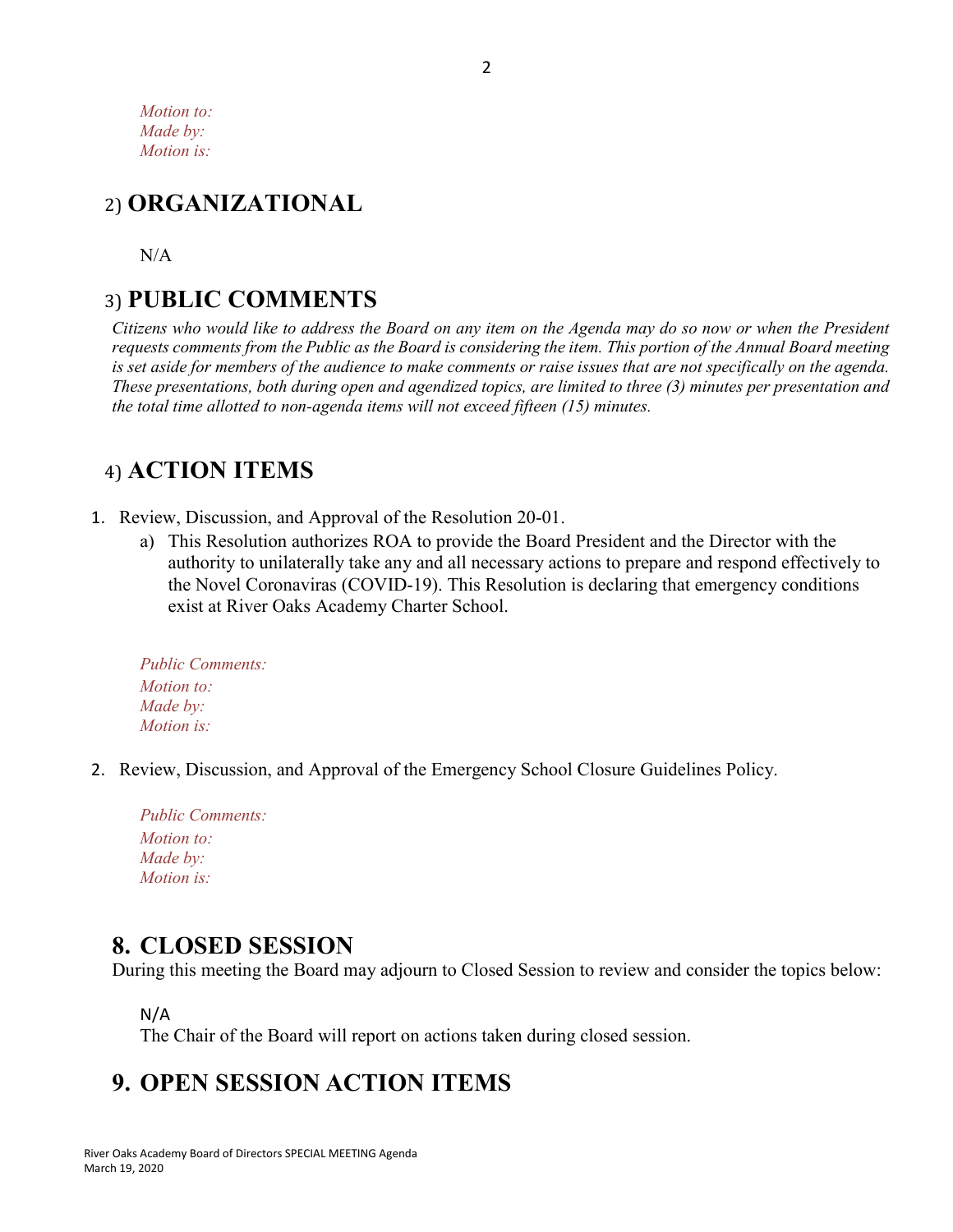*Motion to:*
*Made by:*
*Motion is:*

## 2) ORGANIZATIONAL

N/A

## 3) PUBLIC COMMENTS

*Citizens who would like to address the Board on any item on the Agenda may do so now or when the President requests comments from the Public as the Board is considering the item. This portion of the Annual Board meeting is set aside for members of the audience to make comments or raise issues that are not specifically on the agenda. These presentations, both during open and agendized topics, are limited to three (3) minutes per presentation and the total time allotted to non-agenda items will not exceed fifteen (15) minutes.*

## 4) ACTION ITEMS

1. Review, Discussion, and Approval of the Resolution 20-01.
   a) This Resolution authorizes ROA to provide the Board President and the Director with the authority to unilaterally take any and all necessary actions to prepare and respond effectively to the Novel Coronaviras (COVID-19). This Resolution is declaring that emergency conditions exist at River Oaks Academy Charter School.

   *Public Comments:*
   *Motion to:*
   *Made by:*
   *Motion is:*

2. Review, Discussion, and Approval of the Emergency School Closure Guidelines Policy.

   *Public Comments:*
   *Motion to:*
   *Made by:*
   *Motion is:*

## 8. CLOSED SESSION

During this meeting the Board may adjourn to Closed Session to review and consider the topics below:

N/A
The Chair of the Board will report on actions taken during closed session.

## 9. OPEN SESSION ACTION ITEMS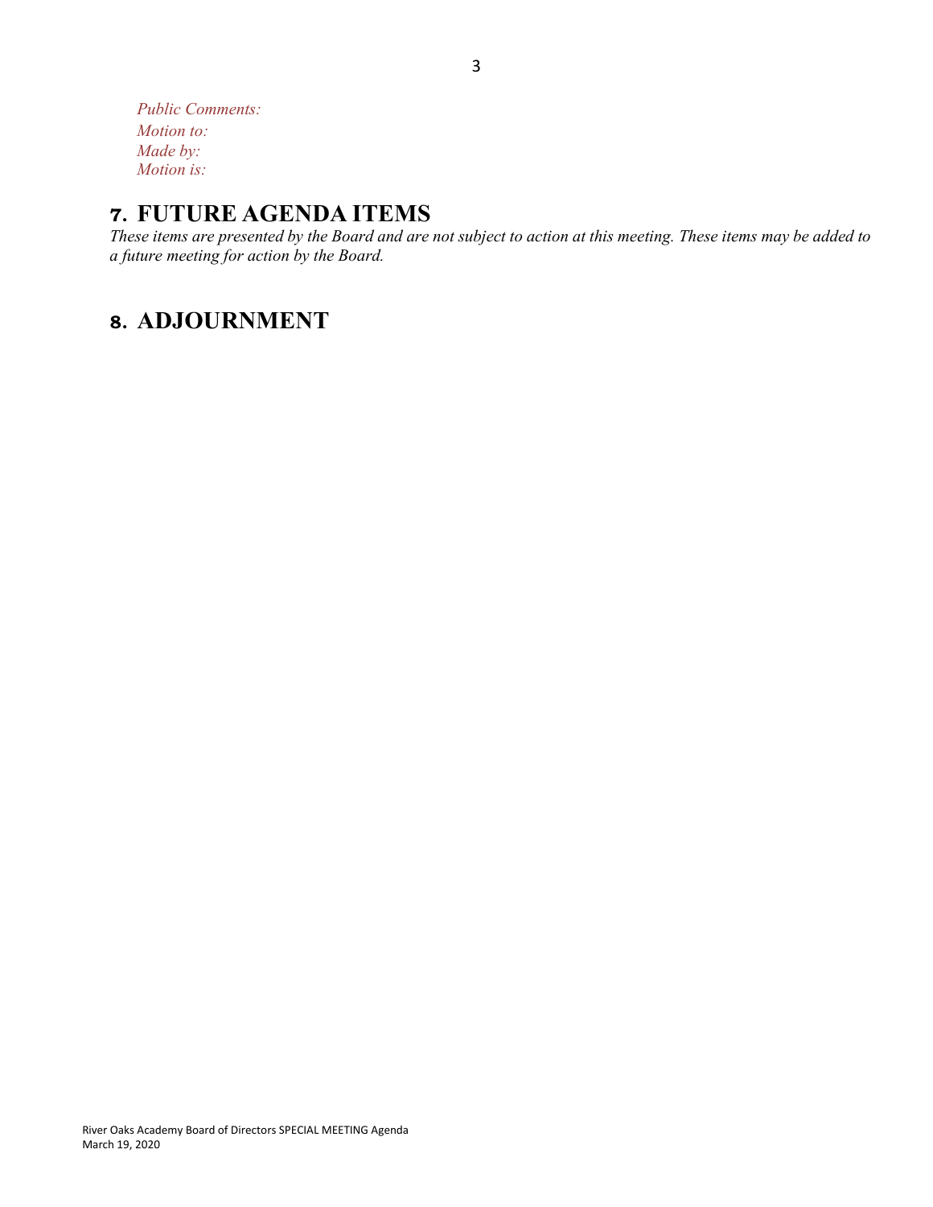*Public Comments:*
*Motion to:*
*Made by:*
*Motion is:*

## 7. FUTURE AGENDA ITEMS

*These items are presented by the Board and are not subject to action at this meeting. These items may be added to a future meeting for action by the Board.*

## 8. ADJOURNMENT